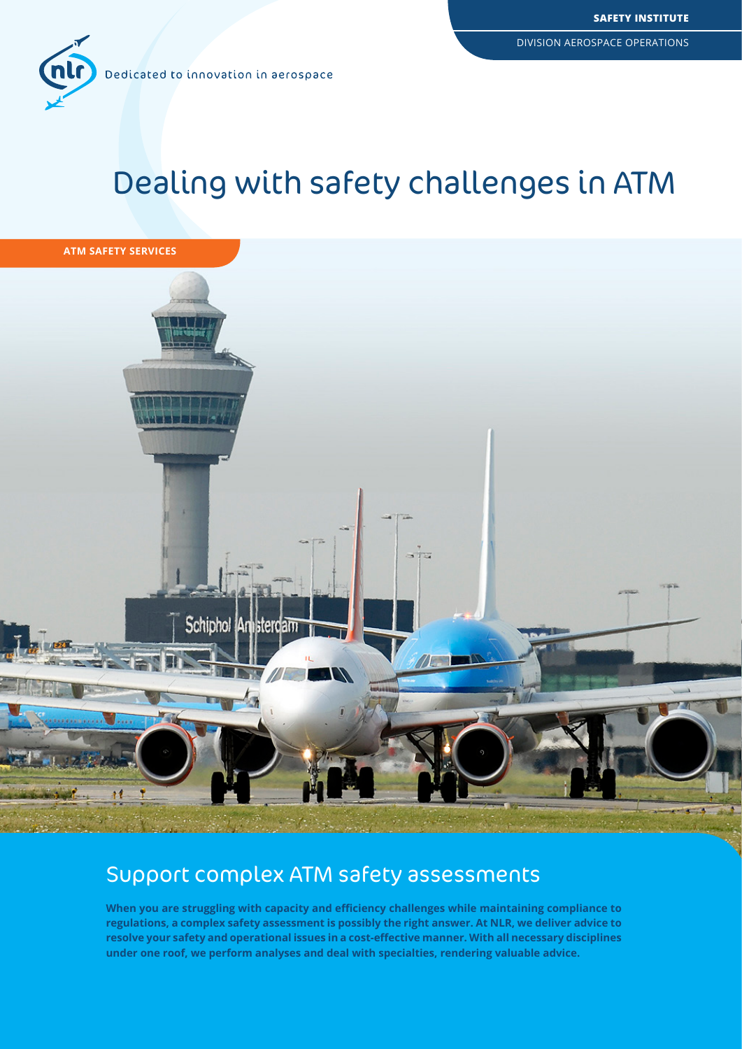SAFETY INSTITUTE

DIVISION AEROSPACE OPERATIONS

Dedicated to innovation in aerospace

# Dealing with safety challenges in ATM

ATM SAFETY SERVICES

## Support complex ATM safety assessments

**When you are struggling with capacity and efficiency challenges while maintaining compliance to regulations, a complex safety assessment is possibly the right answer. At NLR, we deliver advice to resolve your safety and operational issues in a cost-effective manner. With all necessary disciplines under one roof, we perform analyses and deal with specialties, rendering valuable advice.**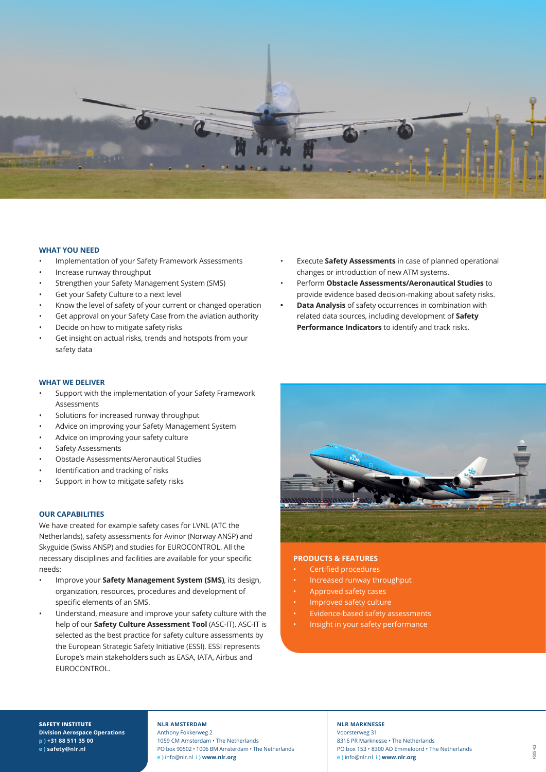### WHAT YOU NEED

- Implementation of your Safety Framework Assessments
- Increase runway throughput
- Strengthen your Safety Management System (SMS)
- Get your Safety Culture to a next level
- Know the level of safety of your current or changed operation
- Get approval on your Safety Case from the aviation authority
- Decide on how to mitigate safety risks
- Get insight on actual risks, trends and hotspots from your safety data
- Execute **Safety Assessments** in case of planned operational changes or introduction of new ATM systems.
- Perform **Obstacle Assessments/Aeronautical Studies** to provide evidence based decision-making about safety risks.
- **Data Analysis** of safety occurrences in combination with related data sources, including development of **Safety Performance Indicators** to identify and track risks.

### WHAT WE DELIVER

- Support with the implementation of your Safety Framework Assessments
- Solutions for increased runway throughput
- Advice on improving your Safety Management System
- Advice on improving your safety culture
- Safety Assessments
- Obstacle Assessments/Aeronautical Studies
- Identification and tracking of risks
- Support in how to mitigate safety risks

### OUR CAPABILITIES

We have created for example safety cases for LVNL (ATC the Netherlands), safety assessments for Avinor (Norway ANSP) and Skyguide (Swiss ANSP) and studies for EUROCONTROL. All the necessary disciplines and facilities are available for your specific needs:

- Improve your **Safety Management System (SMS)**, its design, organization, resources, procedures and development of specific elements of an SMS.
- Understand, measure and improve your safety culture with the help of our **Safety Culture Assessment Tool** (ASC-IT). ASC-IT is selected as the best practice for safety culture assessments by the European Strategic Safety Initiative (ESSI). ESSI represents Europe's main stakeholders such as EASA, IATA, Airbus and EUROCONTROL.

### PRODUCTS & FEATURES

- Certified procedures
- Increased runway throughput
- Approved safety cases
- Improved safety culture
- Evidence-based safety assessments
- Insight in your safety performance

**SAFETY INSTITUTE**
**Division Aerospace Operations**
**p ) +31 88 511 35 00**
**e ) safety@nlr.nl**

**NLR AMSTERDAM**
Anthony Fokkerweg 2
1059 CM Amsterdam • The Netherlands
PO box 90502 • 1006 BM Amsterdam • The Netherlands
e ) info@nlr.nl i ) **www.nlr.org**

**NLR MARKNESSE**
Voorsterweg 31
8316 PR Marknesse • The Netherlands
PO box 153 • 8300 AD Emmeloord • The Netherlands
e ) info@nlr.nl i ) **www.nlr.org**

FS05-02